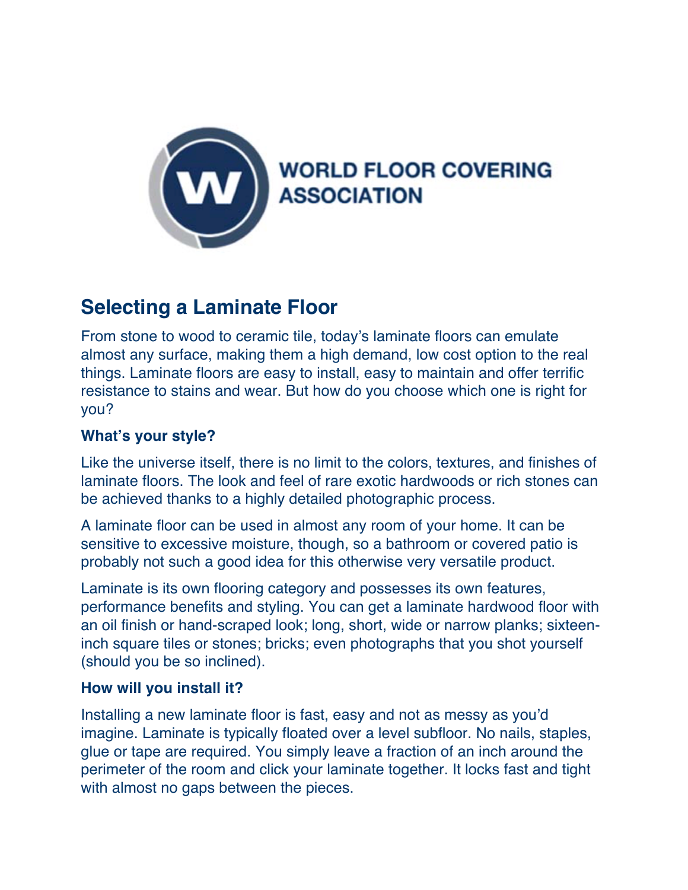WORLD FLOOR COVERING ASSOCIATION

## Selecting a Laminate Floor

From stone to wood to ceramic tile, today's laminate floors can emulate almost any surface, making them a high demand, low cost option to the real things. Laminate floors are easy to install, easy to maintain and offer terrific resistance to stains and wear. But how do you choose which one is right for you?

### What's your style?

Like the universe itself, there is no limit to the colors, textures, and finishes of laminate floors. The look and feel of rare exotic hardwoods or rich stones can be achieved thanks to a highly detailed photographic process.

A laminate floor can be used in almost any room of your home. It can be sensitive to excessive moisture, though, so a bathroom or covered patio is probably not such a good idea for this otherwise very versatile product.

Laminate is its own flooring category and possesses its own features, performance benefits and styling. You can get a laminate hardwood floor with an oil finish or hand-scraped look; long, short, wide or narrow planks; sixteen-inch square tiles or stones; bricks; even photographs that you shot yourself (should you be so inclined).

### How will you install it?

Installing a new laminate floor is fast, easy and not as messy as you'd imagine. Laminate is typically floated over a level subfloor. No nails, staples, glue or tape are required. You simply leave a fraction of an inch around the perimeter of the room and click your laminate together. It locks fast and tight with almost no gaps between the pieces.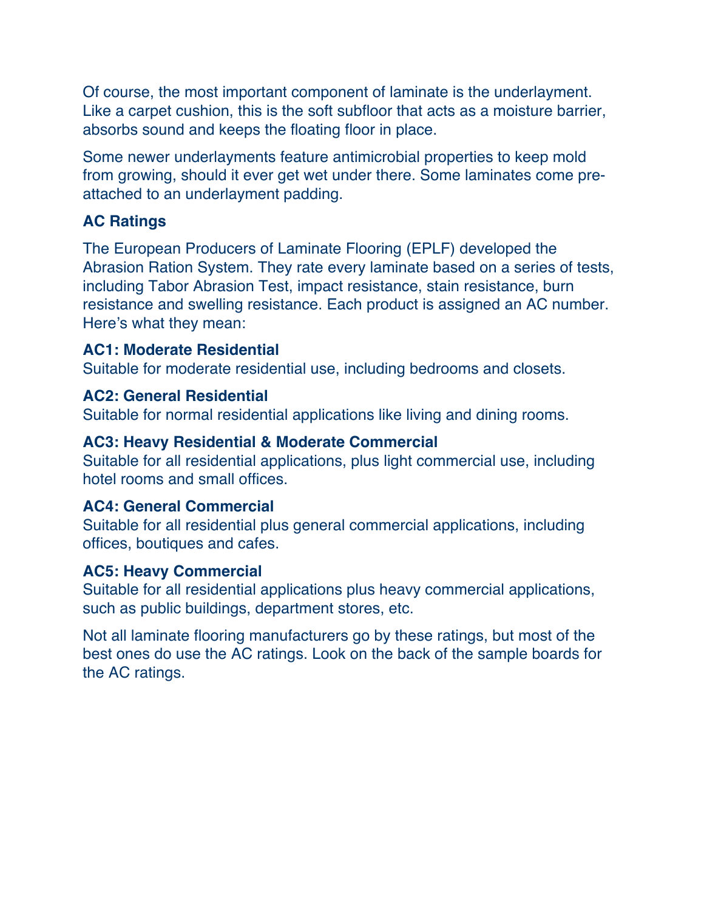Of course, the most important component of laminate is the underlayment. Like a carpet cushion, this is the soft subfloor that acts as a moisture barrier, absorbs sound and keeps the floating floor in place.

Some newer underlayments feature antimicrobial properties to keep mold from growing, should it ever get wet under there. Some laminates come pre-attached to an underlayment padding.

### AC Ratings

The European Producers of Laminate Flooring (EPLF) developed the Abrasion Ration System. They rate every laminate based on a series of tests, including Tabor Abrasion Test, impact resistance, stain resistance, burn resistance and swelling resistance. Each product is assigned an AC number. Here's what they mean:

**AC1: Moderate Residential**
Suitable for moderate residential use, including bedrooms and closets.

**AC2: General Residential**
Suitable for normal residential applications like living and dining rooms.

**AC3: Heavy Residential & Moderate Commercial**
Suitable for all residential applications, plus light commercial use, including hotel rooms and small offices.

**AC4: General Commercial**
Suitable for all residential plus general commercial applications, including offices, boutiques and cafes.

**AC5: Heavy Commercial**
Suitable for all residential applications plus heavy commercial applications, such as public buildings, department stores, etc.

Not all laminate flooring manufacturers go by these ratings, but most of the best ones do use the AC ratings. Look on the back of the sample boards for the AC ratings.